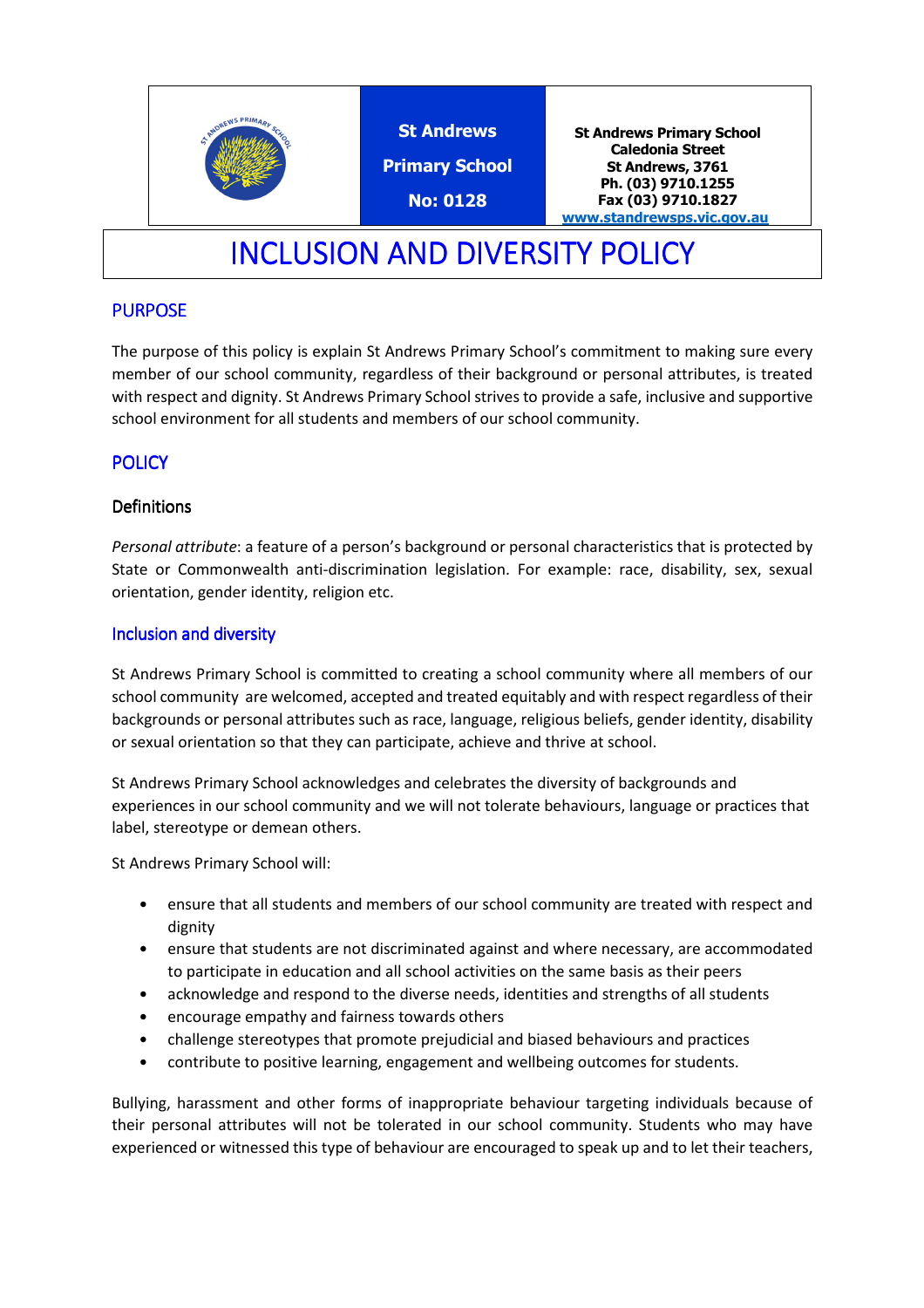| | St Andrews Primary School No: 0128 | St Andrews Primary School Caledonia Street St Andrews, 3761 Ph. (03) 9710.1255 Fax (03) 9710.1827 www.standrewsps.vic.gov.au |
|---|---|---|

# INCLUSION AND DIVERSITY POLICY

## PURPOSE

The purpose of this policy is explain St Andrews Primary School's commitment to making sure every member of our school community, regardless of their background or personal attributes, is treated with respect and dignity. St Andrews Primary School strives to provide a safe, inclusive and supportive school environment for all students and members of our school community.

## POLICY

### Definitions

*Personal attribute*: a feature of a person's background or personal characteristics that is protected by State or Commonwealth anti-discrimination legislation. For example: race, disability, sex, sexual orientation, gender identity, religion etc.

### Inclusion and diversity

St Andrews Primary School is committed to creating a school community where all members of our school community are welcomed, accepted and treated equitably and with respect regardless of their backgrounds or personal attributes such as race, language, religious beliefs, gender identity, disability or sexual orientation so that they can participate, achieve and thrive at school.

St Andrews Primary School acknowledges and celebrates the diversity of backgrounds and experiences in our school community and we will not tolerate behaviours, language or practices that label, stereotype or demean others.

St Andrews Primary School will:

- ensure that all students and members of our school community are treated with respect and dignity
- ensure that students are not discriminated against and where necessary, are accommodated to participate in education and all school activities on the same basis as their peers
- acknowledge and respond to the diverse needs, identities and strengths of all students
- encourage empathy and fairness towards others
- challenge stereotypes that promote prejudicial and biased behaviours and practices
- contribute to positive learning, engagement and wellbeing outcomes for students.

Bullying, harassment and other forms of inappropriate behaviour targeting individuals because of their personal attributes will not be tolerated in our school community. Students who may have experienced or witnessed this type of behaviour are encouraged to speak up and to let their teachers,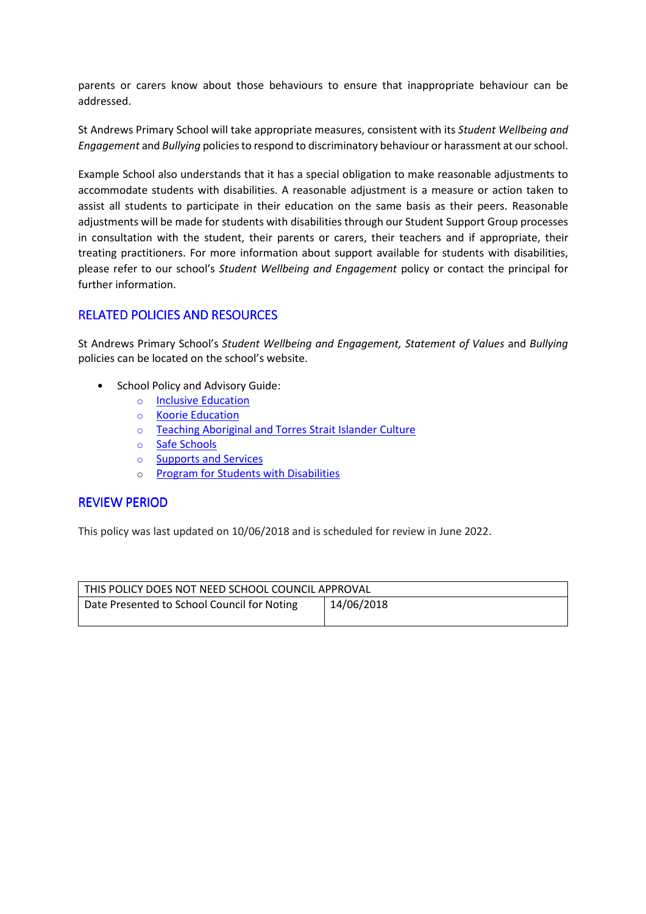parents or carers know about those behaviours to ensure that inappropriate behaviour can be addressed.

St Andrews Primary School will take appropriate measures, consistent with its *Student Wellbeing and Engagement* and *Bullying* policies to respond to discriminatory behaviour or harassment at our school.

Example School also understands that it has a special obligation to make reasonable adjustments to accommodate students with disabilities. A reasonable adjustment is a measure or action taken to assist all students to participate in their education on the same basis as their peers. Reasonable adjustments will be made for students with disabilities through our Student Support Group processes in consultation with the student, their parents or carers, their teachers and if appropriate, their treating practitioners. For more information about support available for students with disabilities, please refer to our school's *Student Wellbeing and Engagement* policy or contact the principal for further information.

## RELATED POLICIES AND RESOURCES

St Andrews Primary School's *Student Wellbeing and Engagement, Statement of Values* and *Bullying* policies can be located on the school's website.

- School Policy and Advisory Guide:
  - Inclusive Education
  - Koorie Education
  - Teaching Aboriginal and Torres Strait Islander Culture
  - Safe Schools
  - Supports and Services
  - Program for Students with Disabilities

## REVIEW PERIOD

This policy was last updated on 10/06/2018 and is scheduled for review in June 2022.

| THIS POLICY DOES NOT NEED SCHOOL COUNCIL APPROVAL | |
|---|---|
| Date Presented to School Council for Noting | 14/06/2018 |